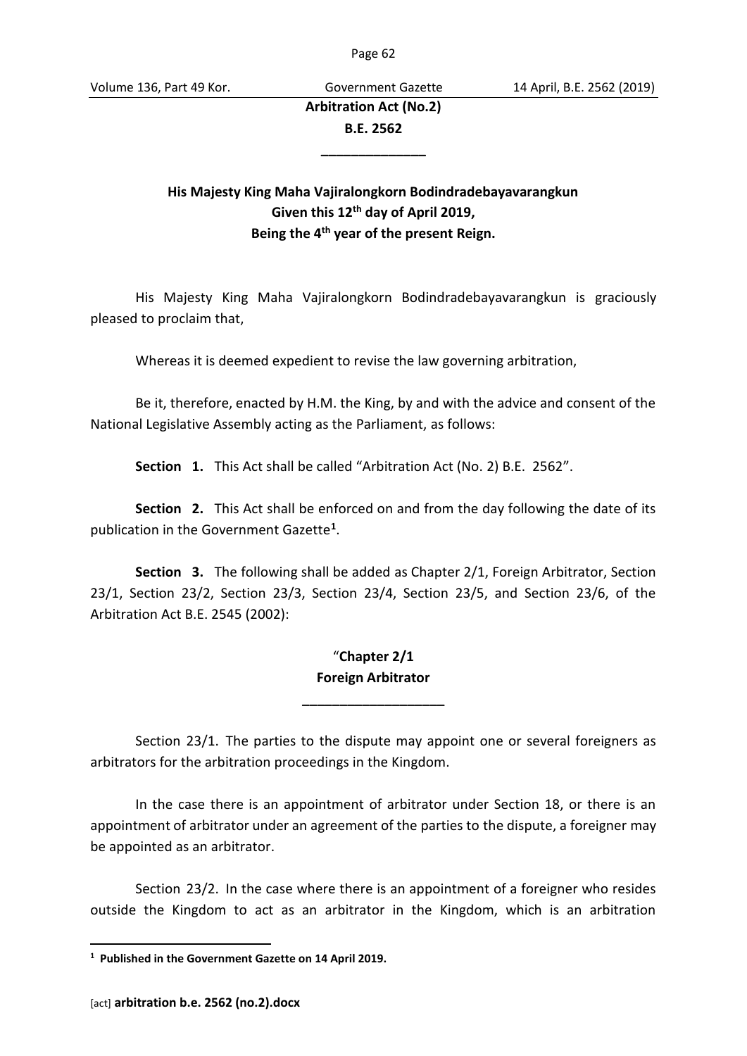# Arbitration Act (No.2)
# B.E. 2562

**His Majesty King Maha Vajiralongkorn Bodindradebayavarangkun**
**Given this 12th day of April 2019,**
**Being the 4th year of the present Reign.**

His Majesty King Maha Vajiralongkorn Bodindradebayavarangkun is graciously pleased to proclaim that,

Whereas it is deemed expedient to revise the law governing arbitration,

Be it, therefore, enacted by H.M. the King, by and with the advice and consent of the National Legislative Assembly acting as the Parliament, as follows:

**Section 1.** This Act shall be called "Arbitration Act (No. 2) B.E. 2562".

**Section 2.** This Act shall be enforced on and from the day following the date of its publication in the Government Gazette[1].

**Section 3.** The following shall be added as Chapter 2/1, Foreign Arbitrator, Section 23/1, Section 23/2, Section 23/3, Section 23/4, Section 23/5, and Section 23/6, of the Arbitration Act B.E. 2545 (2002):

"**Chapter 2/1**
**Foreign Arbitrator**

Section 23/1. The parties to the dispute may appoint one or several foreigners as arbitrators for the arbitration proceedings in the Kingdom.

In the case there is an appointment of arbitrator under Section 18, or there is an appointment of arbitrator under an agreement of the parties to the dispute, a foreigner may be appointed as an arbitrator.

Section 23/2. In the case where there is an appointment of a foreigner who resides outside the Kingdom to act as an arbitrator in the Kingdom, which is an arbitration

---

[1] **Published in the Government Gazette on 14 April 2019.**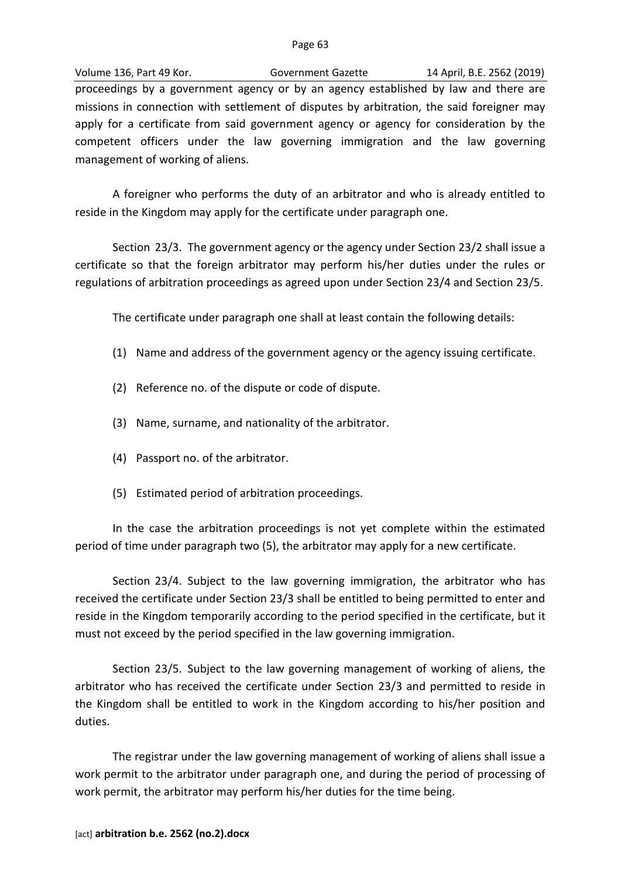proceedings by a government agency or by an agency established by law and there are missions in connection with settlement of disputes by arbitration, the said foreigner may apply for a certificate from said government agency or agency for consideration by the competent officers under the law governing immigration and the law governing management of working of aliens.

A foreigner who performs the duty of an arbitrator and who is already entitled to reside in the Kingdom may apply for the certificate under paragraph one.

Section 23/3. The government agency or the agency under Section 23/2 shall issue a certificate so that the foreign arbitrator may perform his/her duties under the rules or regulations of arbitration proceedings as agreed upon under Section 23/4 and Section 23/5.

The certificate under paragraph one shall at least contain the following details:

(1) Name and address of the government agency or the agency issuing certificate.

(2) Reference no. of the dispute or code of dispute.

(3) Name, surname, and nationality of the arbitrator.

(4) Passport no. of the arbitrator.

(5) Estimated period of arbitration proceedings.

In the case the arbitration proceedings is not yet complete within the estimated period of time under paragraph two (5), the arbitrator may apply for a new certificate.

Section 23/4. Subject to the law governing immigration, the arbitrator who has received the certificate under Section 23/3 shall be entitled to being permitted to enter and reside in the Kingdom temporarily according to the period specified in the certificate, but it must not exceed by the period specified in the law governing immigration.

Section 23/5. Subject to the law governing management of working of aliens, the arbitrator who has received the certificate under Section 23/3 and permitted to reside in the Kingdom shall be entitled to work in the Kingdom according to his/her position and duties.

The registrar under the law governing management of working of aliens shall issue a work permit to the arbitrator under paragraph one, and during the period of processing of work permit, the arbitrator may perform his/her duties for the time being.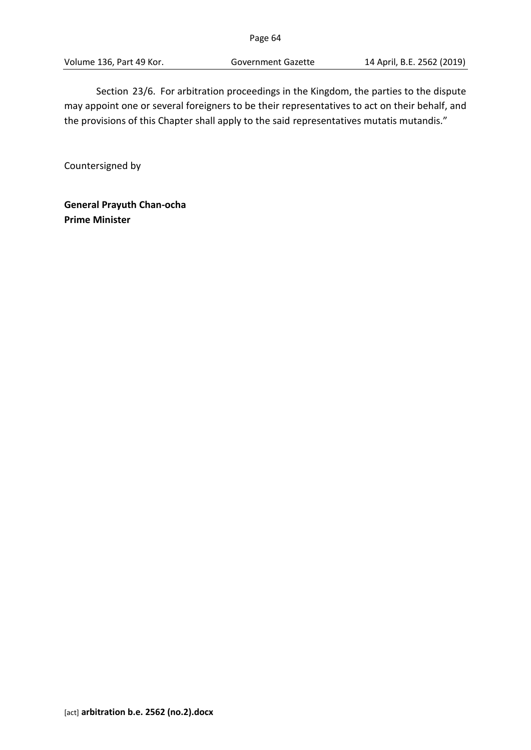Section 23/6. For arbitration proceedings in the Kingdom, the parties to the dispute may appoint one or several foreigners to be their representatives to act on their behalf, and the provisions of this Chapter shall apply to the said representatives mutatis mutandis."

Countersigned by

**General Prayuth Chan-ocha**
**Prime Minister**